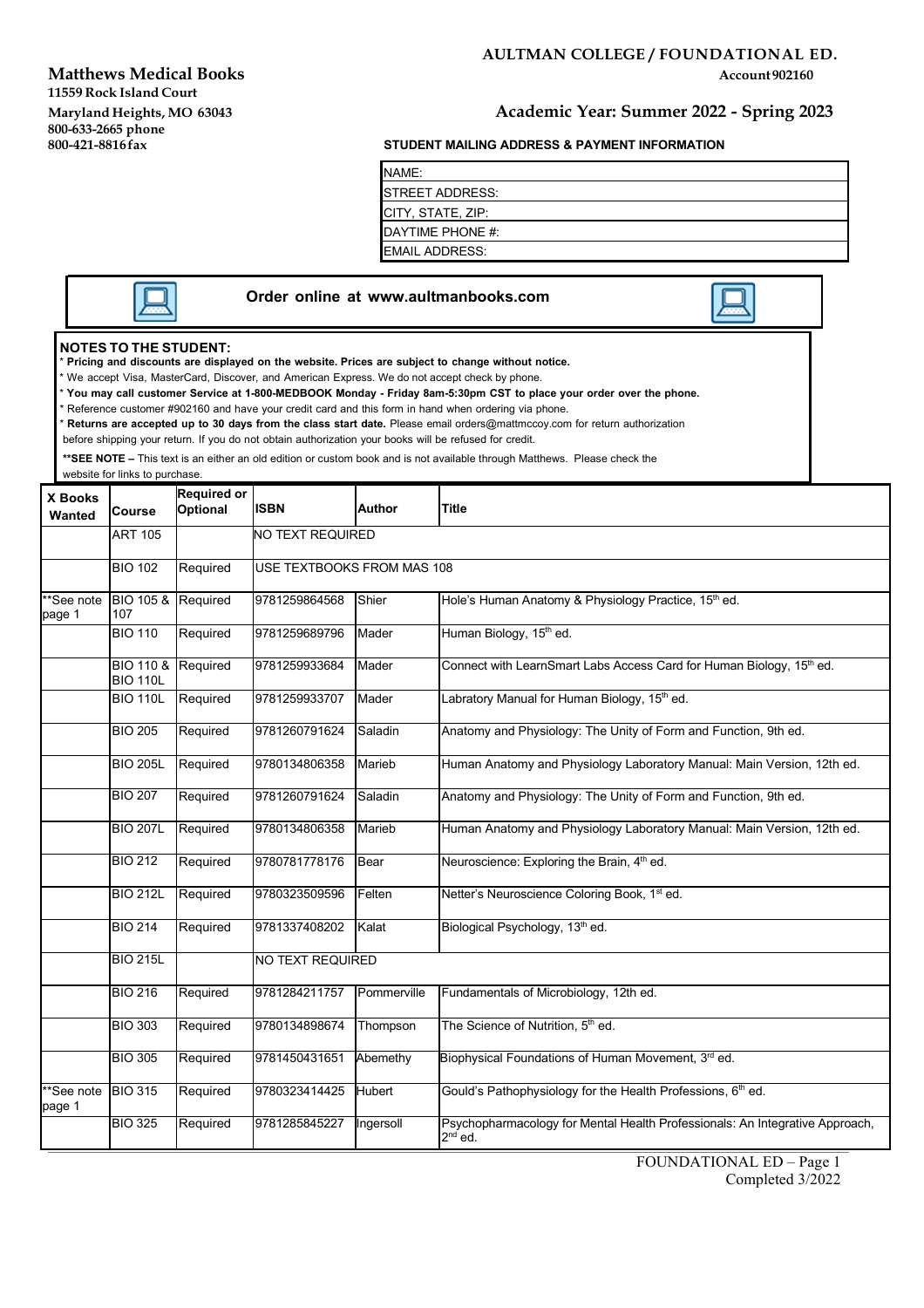**Matthews Medical Books**
11559 Rock Island Court
Maryland Heights, MO 63043
800-633-2665 phone
800-421-8816 fax

**AULTMAN COLLEGE / FOUNDATIONAL ED.**
Account 902160

## Academic Year: Summer 2022 - Spring 2023

**STUDENT MAILING ADDRESS & PAYMENT INFORMATION**

| NAME: |
|---|
| STREET ADDRESS: |
| CITY, STATE, ZIP: |
| DAYTIME PHONE #: |
| EMAIL ADDRESS: |

**Order online at www.aultmanbooks.com**

**NOTES TO THE STUDENT:**

- **Pricing and discounts are displayed on the website. Prices are subject to change without notice.**
- We accept Visa, MasterCard, Discover, and American Express. We do not accept check by phone.
- **You may call customer Service at 1-800-MEDBOOK Monday - Friday 8am-5:30pm CST to place your order over the phone.**
- Reference customer #902160 and have your credit card and this form in hand when ordering via phone.
- **Returns are accepted up to 30 days from the class start date.** Please email orders@mattmccoy.com for return authorization before shipping your return. If you do not obtain authorization your books will be refused for credit.

**\*\*SEE NOTE –** This text is an either an old edition or custom book and is not available through Matthews. Please check the website for links to purchase.

| X Books Wanted | Course | Required or Optional | ISBN | Author | Title |
|---|---|---|---|---|---|
| | ART 105 | | NO TEXT REQUIRED | | |
| | BIO 102 | Required | USE TEXTBOOKS FROM MAS 108 | | |
| **See note page 1 | BIO 105 & 107 | Required | 9781259864568 | Shier | Hole's Human Anatomy & Physiology Practice, 15th ed. |
| | BIO 110 | Required | 9781259689796 | Mader | Human Biology, 15th ed. |
| | BIO 110 & BIO 110L | Required | 9781259933684 | Mader | Connect with LearnSmart Labs Access Card for Human Biology, 15th ed. |
| | BIO 110L | Required | 9781259933707 | Mader | Labratory Manual for Human Biology, 15th ed. |
| | BIO 205 | Required | 9781260791624 | Saladin | Anatomy and Physiology: The Unity of Form and Function, 9th ed. |
| | BIO 205L | Required | 9780134806358 | Marieb | Human Anatomy and Physiology Laboratory Manual: Main Version, 12th ed. |
| | BIO 207 | Required | 9781260791624 | Saladin | Anatomy and Physiology: The Unity of Form and Function, 9th ed. |
| | BIO 207L | Required | 9780134806358 | Marieb | Human Anatomy and Physiology Laboratory Manual: Main Version, 12th ed. |
| | BIO 212 | Required | 9780781778176 | Bear | Neuroscience: Exploring the Brain, 4th ed. |
| | BIO 212L | Required | 9780323509596 | Felten | Netter's Neuroscience Coloring Book, 1st ed. |
| | BIO 214 | Required | 9781337408202 | Kalat | Biological Psychology, 13th ed. |
| | BIO 215L | | NO TEXT REQUIRED | | |
| | BIO 216 | Required | 9781284211757 | Pommerville | Fundamentals of Microbiology, 12th ed. |
| | BIO 303 | Required | 9780134898674 | Thompson | The Science of Nutrition, 5th ed. |
| | BIO 305 | Required | 9781450431651 | Abernethy | Biophysical Foundations of Human Movement, 3rd ed. |
| **See note page 1 | BIO 315 | Required | 9780323414425 | Hubert | Gould's Pathophysiology for the Health Professions, 6th ed. |
| | BIO 325 | Required | 9781285845227 | Ingersoll | Psychopharmacology for Mental Health Professionals: An Integrative Approach, 2nd ed. |

FOUNDATIONAL ED – Page 1
Completed 3/2022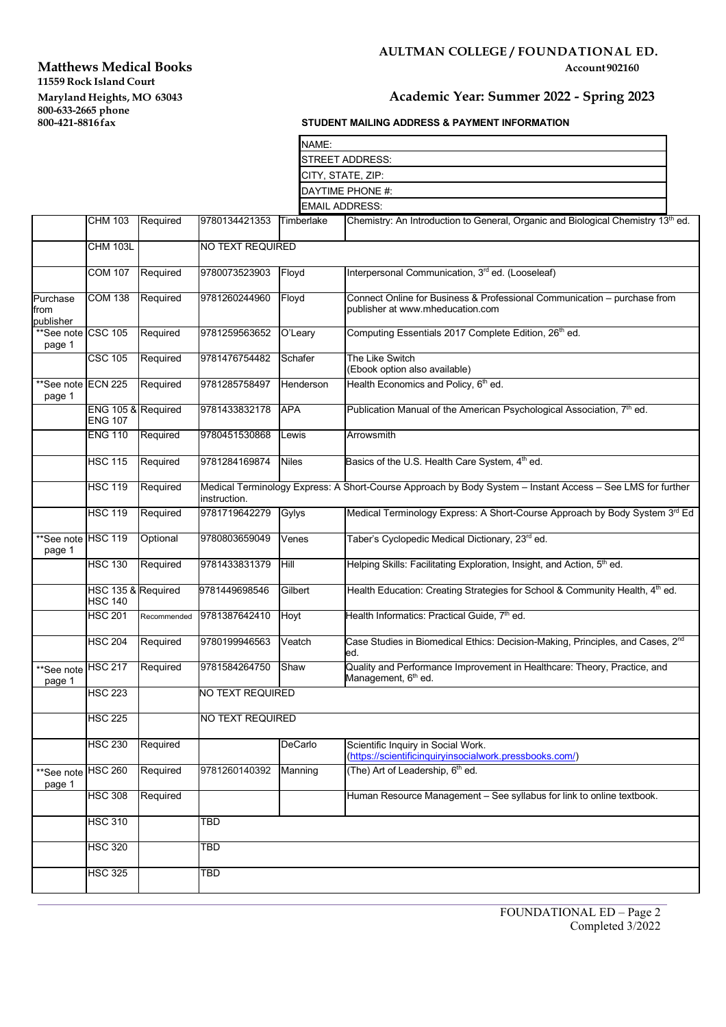**Matthews Medical Books**
11559 Rock Island Court
Maryland Heights, MO 63043
800-633-2665 phone
800-421-8816 fax

**AULTMAN COLLEGE / FOUNDATIONAL ED.**
**Account 902160**

## Academic Year: Summer 2022 - Spring 2023

**STUDENT MAILING ADDRESS & PAYMENT INFORMATION**

| |
|---|
| NAME: |
| STREET ADDRESS: |
| CITY, STATE, ZIP: |
| DAYTIME PHONE #: |
| EMAIL ADDRESS: |

| | Course | Status | ISBN | Author | Title |
|---|---|---|---|---|---|
| | CHM 103 | Required | 9780134421353 | Timberlake | Chemistry: An Introduction to General, Organic and Biological Chemistry 13th ed. |
| | CHM 103L | | NO TEXT REQUIRED | | |
| | COM 107 | Required | 9780073523903 | Floyd | Interpersonal Communication, 3rd ed. (Looseleaf) |
| Purchase from publisher | COM 138 | Required | 9781260244960 | Floyd | Connect Online for Business & Professional Communication – purchase from publisher at www.mheducation.com |
| **See note page 1 | CSC 105 | Required | 9781259563652 | O'Leary | Computing Essentials 2017 Complete Edition, 26th ed. |
| | CSC 105 | Required | 9781476754482 | Schafer | The Like Switch (Ebook option also available) |
| **See note page 1 | ECN 225 | Required | 9781285758497 | Henderson | Health Economics and Policy, 6th ed. |
| | ENG 105 & ENG 107 | Required | 9781433832178 | APA | Publication Manual of the American Psychological Association, 7th ed. |
| | ENG 110 | Required | 9780451530868 | Lewis | Arrowsmith |
| | HSC 115 | Required | 9781284169874 | Niles | Basics of the U.S. Health Care System, 4th ed. |
| | HSC 119 | Required | Medical Terminology Express: A Short-Course Approach by Body System – Instant Access – See LMS for further instruction. | | |
| | HSC 119 | Required | 9781719642279 | Gylys | Medical Terminology Express: A Short-Course Approach by Body System 3rd Ed |
| **See note page 1 | HSC 119 | Optional | 9780803659049 | Venes | Taber's Cyclopedic Medical Dictionary, 23rd ed. |
| | HSC 130 | Required | 9781433831379 | Hill | Helping Skills: Facilitating Exploration, Insight, and Action, 5th ed. |
| | HSC 135 & HSC 140 | Required | 9781449698546 | Gilbert | Health Education: Creating Strategies for School & Community Health, 4th ed. |
| | HSC 201 | Recommended | 9781387642410 | Hoyt | Health Informatics: Practical Guide, 7th ed. |
| | HSC 204 | Required | 9780199946563 | Veatch | Case Studies in Biomedical Ethics: Decision-Making, Principles, and Cases, 2nd ed. |
| **See note page 1 | HSC 217 | Required | 9781584264750 | Shaw | Quality and Performance Improvement in Healthcare: Theory, Practice, and Management, 6th ed. |
| | HSC 223 | | NO TEXT REQUIRED | | |
| | HSC 225 | | NO TEXT REQUIRED | | |
| | HSC 230 | Required | | DeCarlo | Scientific Inquiry in Social Work. (https://scientificinquiryinsocialwork.pressbooks.com/) |
| **See note page 1 | HSC 260 | Required | 9781260140392 | Manning | (The) Art of Leadership, 6th ed. |
| | HSC 308 | Required | | | Human Resource Management – See syllabus for link to online textbook. |
| | HSC 310 | | TBD | | |
| | HSC 320 | | TBD | | |
| | HSC 325 | | TBD | | |

Completed 3/2022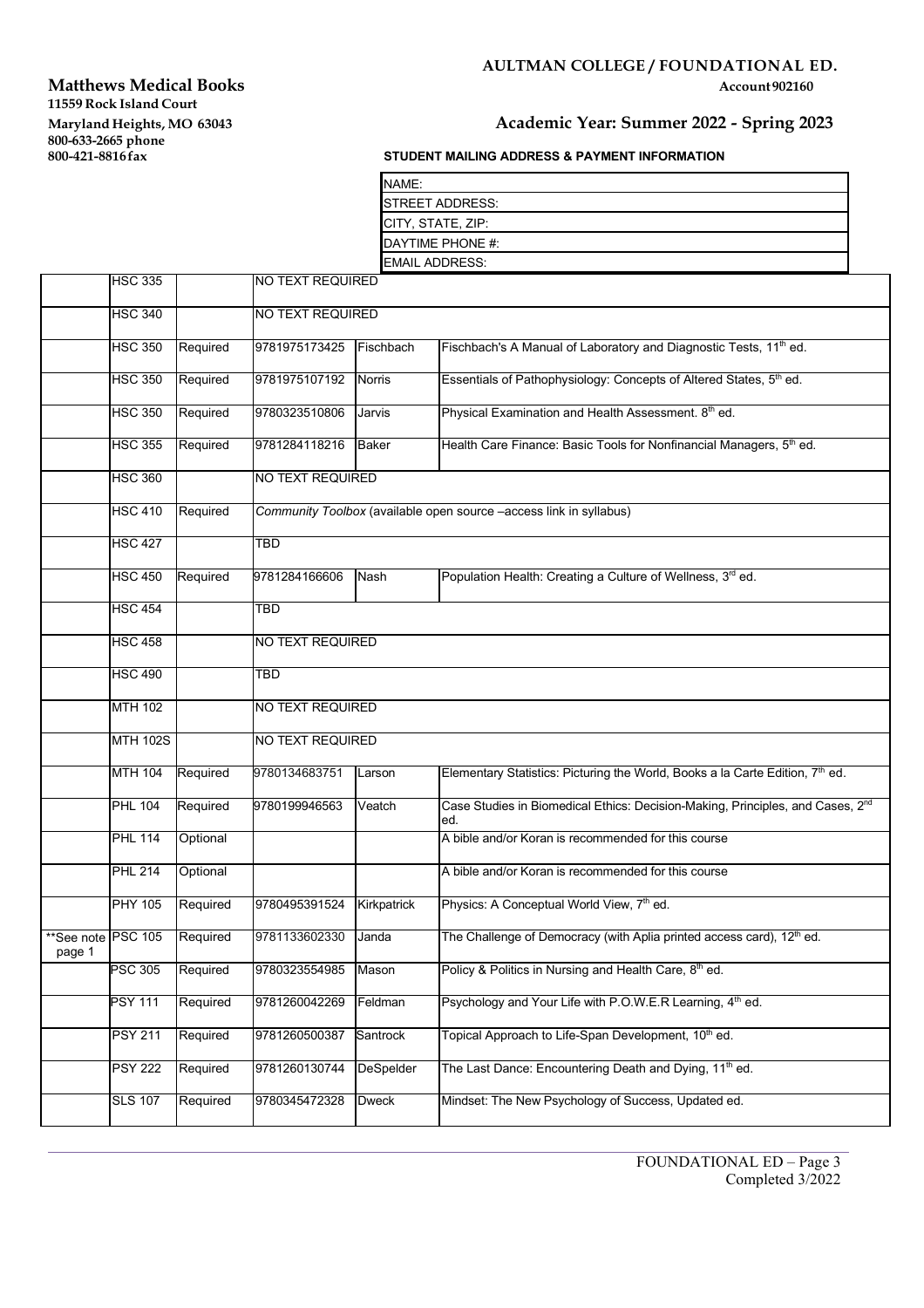**Matthews Medical Books**
11559 Rock Island Court
Maryland Heights, MO 63043
800-633-2665 phone
800-421-8816 fax

**AULTMAN COLLEGE / FOUNDATIONAL ED.**
**Account 902160**

## Academic Year: Summer 2022 - Spring 2023

**STUDENT MAILING ADDRESS & PAYMENT INFORMATION**

| NAME: |
|---|
| STREET ADDRESS: |
| CITY, STATE, ZIP: |
| DAYTIME PHONE #: |
| EMAIL ADDRESS: |

| | Course | Status | ISBN | Author | Title |
|---|---|---|---|---|---|
| | HSC 335 | | NO TEXT REQUIRED | | |
| | HSC 340 | | NO TEXT REQUIRED | | |
| | HSC 350 | Required | 9781975173425 | Fischbach | Fischbach's A Manual of Laboratory and Diagnostic Tests, 11th ed. |
| | HSC 350 | Required | 9781975107192 | Norris | Essentials of Pathophysiology: Concepts of Altered States, 5th ed. |
| | HSC 350 | Required | 9780323510806 | Jarvis | Physical Examination and Health Assessment. 8th ed. |
| | HSC 355 | Required | 9781284118216 | Baker | Health Care Finance: Basic Tools for Nonfinancial Managers, 5th ed. |
| | HSC 360 | | NO TEXT REQUIRED | | |
| | HSC 410 | Required | *Community Toolbox* (available open source –access link in syllabus) | | |
| | HSC 427 | | TBD | | |
| | HSC 450 | Required | 9781284166606 | Nash | Population Health: Creating a Culture of Wellness, 3rd ed. |
| | HSC 454 | | TBD | | |
| | HSC 458 | | NO TEXT REQUIRED | | |
| | HSC 490 | | TBD | | |
| | MTH 102 | | NO TEXT REQUIRED | | |
| | MTH 102S | | NO TEXT REQUIRED | | |
| | MTH 104 | Required | 9780134683751 | Larson | Elementary Statistics: Picturing the World, Books a la Carte Edition, 7th ed. |
| | PHL 104 | Required | 9780199946563 | Veatch | Case Studies in Biomedical Ethics: Decision-Making, Principles, and Cases, 2nd ed. |
| | PHL 114 | Optional | | | A bible and/or Koran is recommended for this course |
| | PHL 214 | Optional | | | A bible and/or Koran is recommended for this course |
| | PHY 105 | Required | 9780495391524 | Kirkpatrick | Physics: A Conceptual World View, 7th ed. |
| **See note page 1 | PSC 105 | Required | 9781133602330 | Janda | The Challenge of Democracy (with Aplia printed access card), 12th ed. |
| | PSC 305 | Required | 9780323554985 | Mason | Policy & Politics in Nursing and Health Care, 8th ed. |
| | PSY 111 | Required | 9781260042269 | Feldman | Psychology and Your Life with P.O.W.E.R Learning, 4th ed. |
| | PSY 211 | Required | 9781260500387 | Santrock | Topical Approach to Life-Span Development, 10th ed. |
| | PSY 222 | Required | 9781260130744 | DeSpelder | The Last Dance: Encountering Death and Dying, 11th ed. |
| | SLS 107 | Required | 9780345472328 | Dweck | Mindset: The New Psychology of Success, Updated ed. |

FOUNDATIONAL ED – Page 3
Completed 3/2022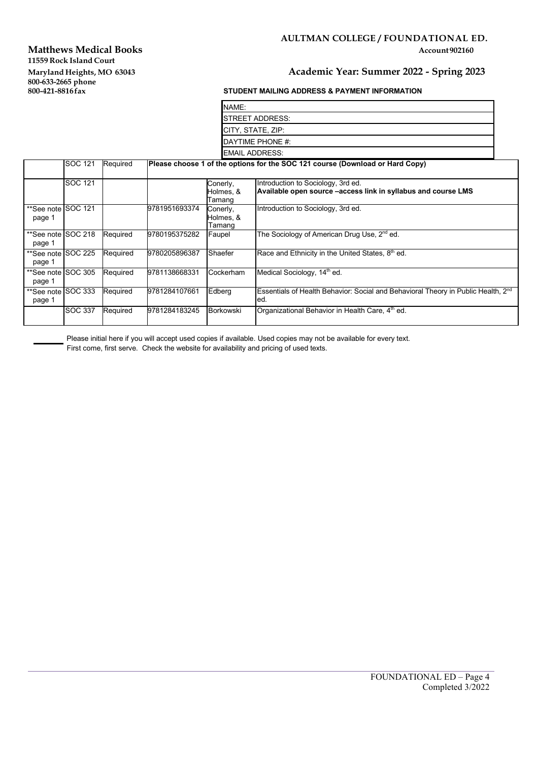**Matthews Medical Books**
**11559 Rock Island Court**
**Maryland Heights, MO 63043**
**800-633-2665 phone**
**800-421-8816 fax**

**AULTMAN COLLEGE / FOUNDATIONAL ED.**
**Account 902160**

## Academic Year: Summer 2022 - Spring 2023

**STUDENT MAILING ADDRESS & PAYMENT INFORMATION**

| |
|---|
| NAME: |
| STREET ADDRESS: |
| CITY, STATE, ZIP: |
| DAYTIME PHONE #: |
| EMAIL ADDRESS: |

| | | | | | |
|---|---|---|---|---|---|
| | SOC 121 | Required | **Please choose 1 of the options for the SOC 121 course (Download or Hard Copy)** | | |
| | SOC 121 | | | Conerly, Holmes, & Tamang | Introduction to Sociology, 3rd ed. **Available open source –access link in syllabus and course LMS** |
| **See note page 1 | SOC 121 | | 9781951693374 | Conerly, Holmes, & Tamang | Introduction to Sociology, 3rd ed. |
| **See note page 1 | SOC 218 | Required | 9780195375282 | Faupel | The Sociology of American Drug Use, 2nd ed. |
| **See note page 1 | SOC 225 | Required | 9780205896387 | Shaefer | Race and Ethnicity in the United States, 8th ed. |
| **See note page 1 | SOC 305 | Required | 9781138668331 | Cockerham | Medical Sociology, 14th ed. |
| **See note page 1 | SOC 333 | Required | 9781284107661 | Edberg | Essentials of Health Behavior: Social and Behavioral Theory in Public Health, 2nd ed. |
| | SOC 337 | Required | 9781284183245 | Borkowski | Organizational Behavior in Health Care, 4th ed. |

_______ Please initial here if you will accept used copies if available. Used copies may not be available for every text. First come, first serve. Check the website for availability and pricing of used texts.

FOUNDATIONAL ED – Page 4
Completed 3/2022